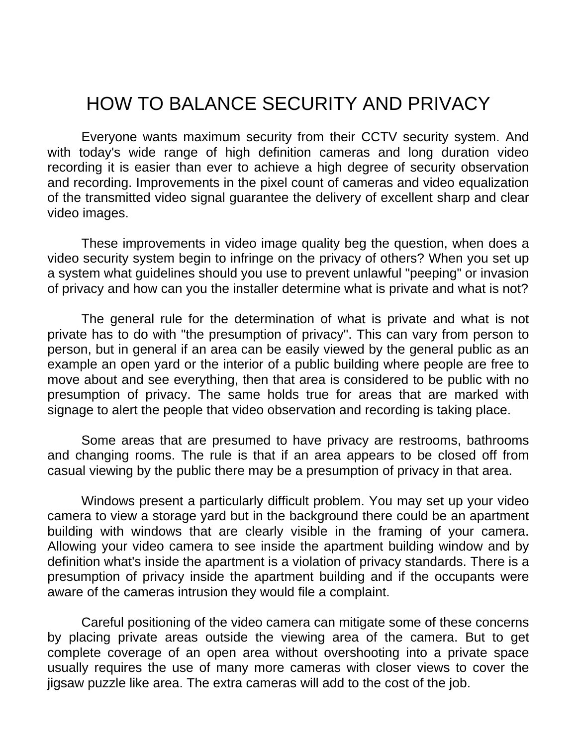# HOW TO BALANCE SECURITY AND PRIVACY

Everyone wants maximum security from their CCTV security system. And with today's wide range of high definition cameras and long duration video recording it is easier than ever to achieve a high degree of security observation and recording. Improvements in the pixel count of cameras and video equalization of the transmitted video signal guarantee the delivery of excellent sharp and clear video images.

These improvements in video image quality beg the question, when does a video security system begin to infringe on the privacy of others? When you set up a system what guidelines should you use to prevent unlawful "peeping" or invasion of privacy and how can you the installer determine what is private and what is not?

The general rule for the determination of what is private and what is not private has to do with "the presumption of privacy". This can vary from person to person, but in general if an area can be easily viewed by the general public as an example an open yard or the interior of a public building where people are free to move about and see everything, then that area is considered to be public with no presumption of privacy. The same holds true for areas that are marked with signage to alert the people that video observation and recording is taking place.

Some areas that are presumed to have privacy are restrooms, bathrooms and changing rooms. The rule is that if an area appears to be closed off from casual viewing by the public there may be a presumption of privacy in that area.

Windows present a particularly difficult problem. You may set up your video camera to view a storage yard but in the background there could be an apartment building with windows that are clearly visible in the framing of your camera. Allowing your video camera to see inside the apartment building window and by definition what's inside the apartment is a violation of privacy standards. There is a presumption of privacy inside the apartment building and if the occupants were aware of the cameras intrusion they would file a complaint.

Careful positioning of the video camera can mitigate some of these concerns by placing private areas outside the viewing area of the camera. But to get complete coverage of an open area without overshooting into a private space usually requires the use of many more cameras with closer views to cover the jigsaw puzzle like area. The extra cameras will add to the cost of the job.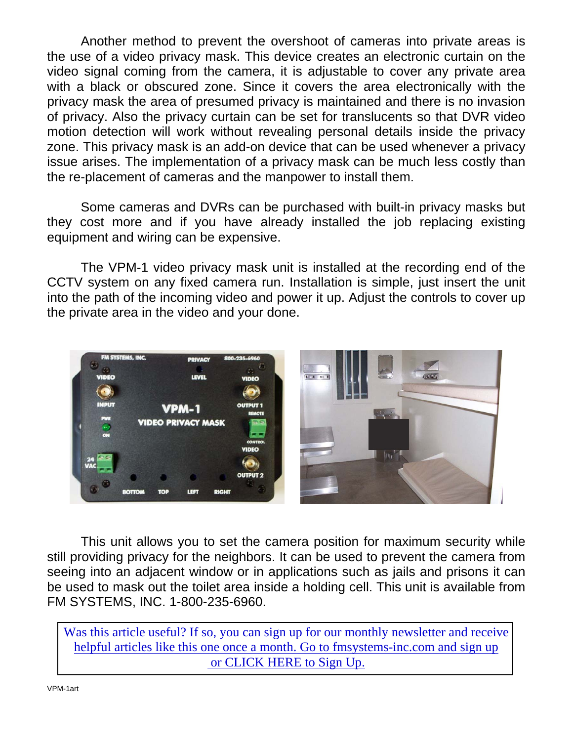Another method to prevent the overshoot of cameras into private areas is the use of a video privacy mask. This device creates an electronic curtain on the video signal coming from the camera, it is adjustable to cover any private area with a black or obscured zone. Since it covers the area electronically with the privacy mask the area of presumed privacy is maintained and there is no invasion of privacy. Also the privacy curtain can be set for translucents so that DVR video motion detection will work without revealing personal details inside the privacy zone. This privacy mask is an add-on device that can be used whenever a privacy issue arises. The implementation of a privacy mask can be much less costly than the re-placement of cameras and the manpower to install them.

Some cameras and DVRs can be purchased with built-in privacy masks but they cost more and if you have already installed the job replacing existing equipment and wiring can be expensive.

The VPM-1 video privacy mask unit is installed at the recording end of the CCTV system on any fixed camera run. Installation is simple, just insert the unit into the path of the incoming video and power it up. Adjust the controls to cover up the private area in the video and your done.

This unit allows you to set the camera position for maximum security while still providing privacy for the neighbors. It can be used to prevent the camera from seeing into an adjacent window or in applications such as jails and prisons it can be used to mask out the toilet area inside a holding cell. This unit is available from FM SYSTEMS, INC. 1-800-235-6960.

Was this article useful? If so, you can sign up for our monthly newsletter and receive helpful articles like this one once a month. Go to fmsystems-inc.com and sign up or CLICK HERE to Sign Up.

VPM-1art